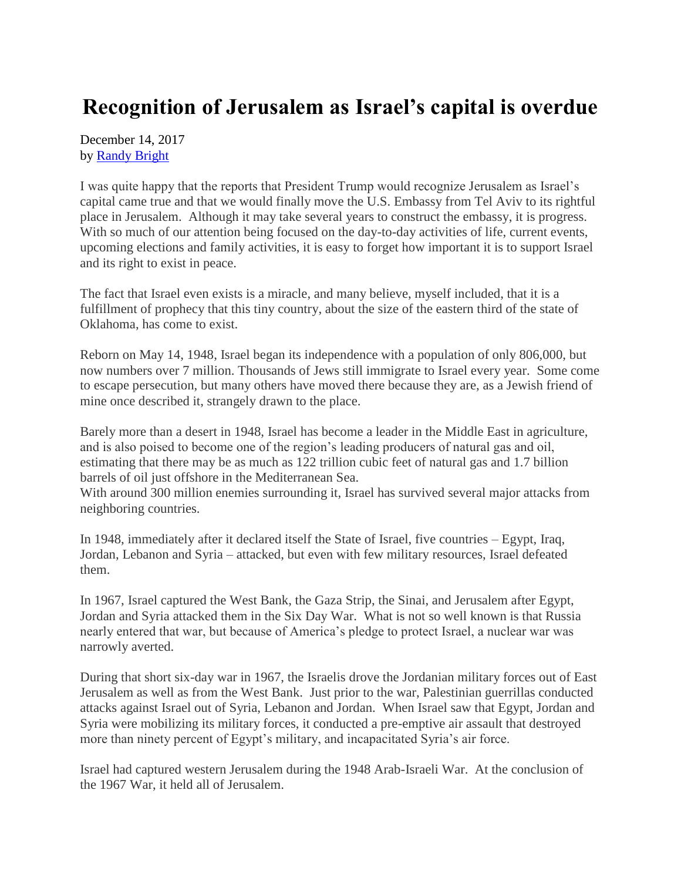# Recognition of Jerusalem as Israel's capital is overdue

December 14, 2017
by [Randy Bright]

I was quite happy that the reports that President Trump would recognize Jerusalem as Israel's capital came true and that we would finally move the U.S. Embassy from Tel Aviv to its rightful place in Jerusalem. Although it may take several years to construct the embassy, it is progress. With so much of our attention being focused on the day-to-day activities of life, current events, upcoming elections and family activities, it is easy to forget how important it is to support Israel and its right to exist in peace.

The fact that Israel even exists is a miracle, and many believe, myself included, that it is a fulfillment of prophecy that this tiny country, about the size of the eastern third of the state of Oklahoma, has come to exist.

Reborn on May 14, 1948, Israel began its independence with a population of only 806,000, but now numbers over 7 million. Thousands of Jews still immigrate to Israel every year. Some come to escape persecution, but many others have moved there because they are, as a Jewish friend of mine once described it, strangely drawn to the place.

Barely more than a desert in 1948, Israel has become a leader in the Middle East in agriculture, and is also poised to become one of the region's leading producers of natural gas and oil, estimating that there may be as much as 122 trillion cubic feet of natural gas and 1.7 billion barrels of oil just offshore in the Mediterranean Sea.
With around 300 million enemies surrounding it, Israel has survived several major attacks from neighboring countries.

In 1948, immediately after it declared itself the State of Israel, five countries – Egypt, Iraq, Jordan, Lebanon and Syria – attacked, but even with few military resources, Israel defeated them.

In 1967, Israel captured the West Bank, the Gaza Strip, the Sinai, and Jerusalem after Egypt, Jordan and Syria attacked them in the Six Day War. What is not so well known is that Russia nearly entered that war, but because of America's pledge to protect Israel, a nuclear war was narrowly averted.

During that short six-day war in 1967, the Israelis drove the Jordanian military forces out of East Jerusalem as well as from the West Bank. Just prior to the war, Palestinian guerrillas conducted attacks against Israel out of Syria, Lebanon and Jordan. When Israel saw that Egypt, Jordan and Syria were mobilizing its military forces, it conducted a pre-emptive air assault that destroyed more than ninety percent of Egypt's military, and incapacitated Syria's air force.

Israel had captured western Jerusalem during the 1948 Arab-Israeli War. At the conclusion of the 1967 War, it held all of Jerusalem.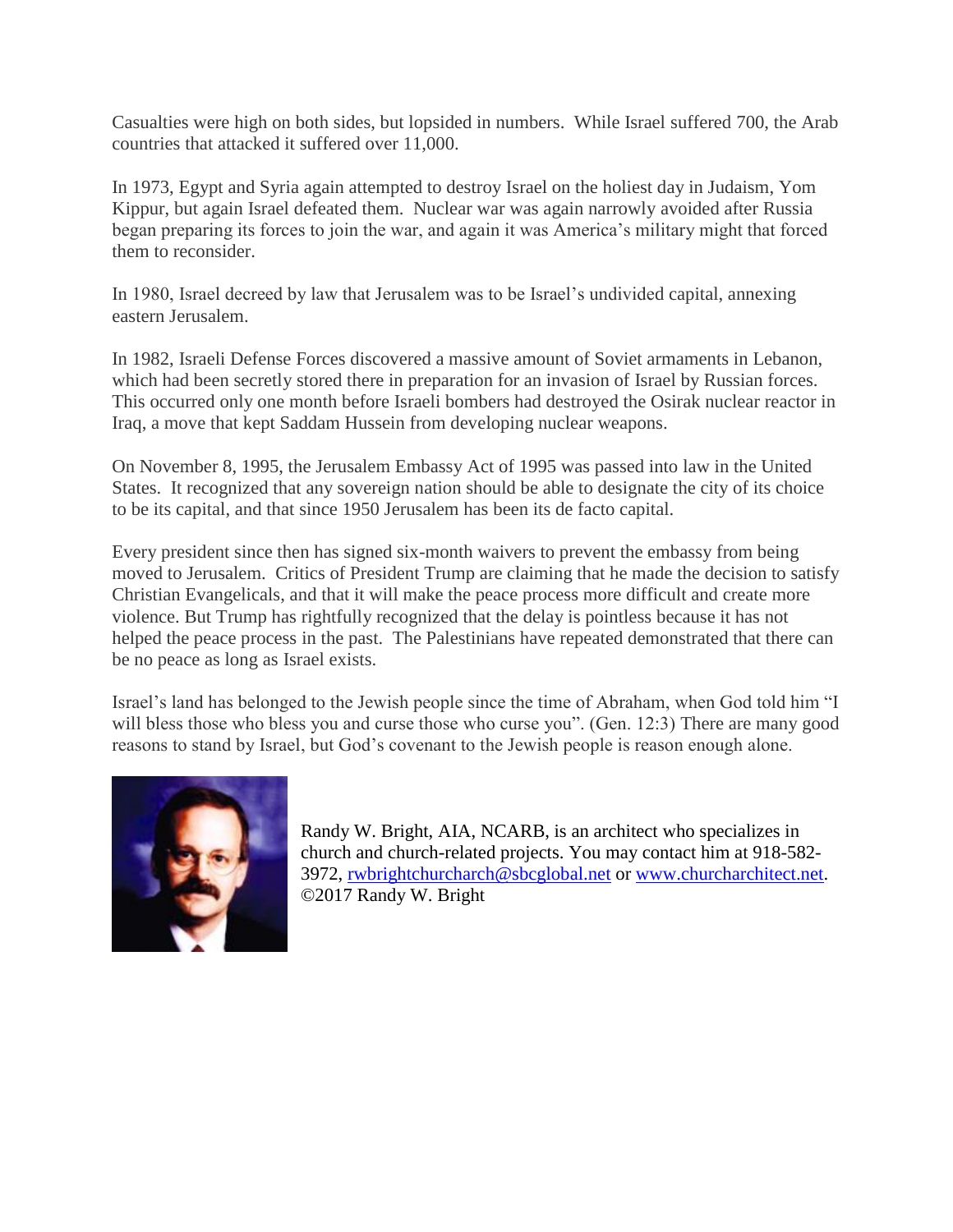Casualties were high on both sides, but lopsided in numbers. While Israel suffered 700, the Arab countries that attacked it suffered over 11,000.

In 1973, Egypt and Syria again attempted to destroy Israel on the holiest day in Judaism, Yom Kippur, but again Israel defeated them. Nuclear war was again narrowly avoided after Russia began preparing its forces to join the war, and again it was America's military might that forced them to reconsider.

In 1980, Israel decreed by law that Jerusalem was to be Israel's undivided capital, annexing eastern Jerusalem.

In 1982, Israeli Defense Forces discovered a massive amount of Soviet armaments in Lebanon, which had been secretly stored there in preparation for an invasion of Israel by Russian forces. This occurred only one month before Israeli bombers had destroyed the Osirak nuclear reactor in Iraq, a move that kept Saddam Hussein from developing nuclear weapons.

On November 8, 1995, the Jerusalem Embassy Act of 1995 was passed into law in the United States. It recognized that any sovereign nation should be able to designate the city of its choice to be its capital, and that since 1950 Jerusalem has been its de facto capital.

Every president since then has signed six-month waivers to prevent the embassy from being moved to Jerusalem. Critics of President Trump are claiming that he made the decision to satisfy Christian Evangelicals, and that it will make the peace process more difficult and create more violence. But Trump has rightfully recognized that the delay is pointless because it has not helped the peace process in the past. The Palestinians have repeated demonstrated that there can be no peace as long as Israel exists.

Israel's land has belonged to the Jewish people since the time of Abraham, when God told him "I will bless those who bless you and curse those who curse you". (Gen. 12:3) There are many good reasons to stand by Israel, but God's covenant to the Jewish people is reason enough alone.

Randy W. Bright, AIA, NCARB, is an architect who specializes in church and church-related projects. You may contact him at 918-582-3972, rwbrightchurcharch@sbcglobal.net or www.churcharchitect.net. ©2017 Randy W. Bright